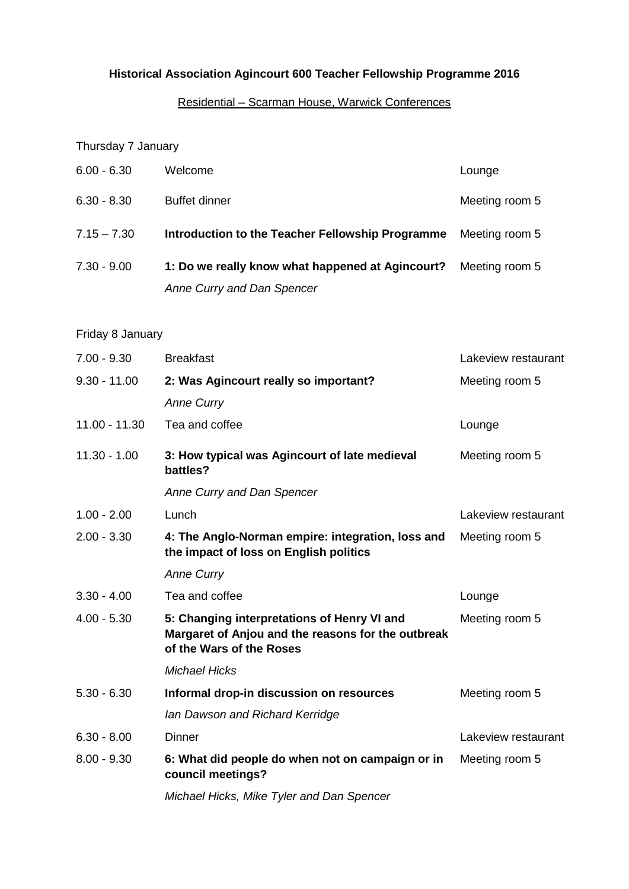**Historical Association Agincourt 600 Teacher Fellowship Programme 2016**

Residential – Scarman House, Warwick Conferences

Thursday 7 January

| | | |
|---|---|---|
| 6.00 - 6.30 | Welcome | Lounge |
| 6.30 - 8.30 | Buffet dinner | Meeting room 5 |
| 7.15 – 7.30 | **Introduction to the Teacher Fellowship Programme** | Meeting room 5 |
| 7.30 - 9.00 | **1: Do we really know what happened at Agincourt?** *Anne Curry and Dan Spencer* | Meeting room 5 |

Friday 8 January

| | | |
|---|---|---|
| 7.00 - 9.30 | Breakfast | Lakeview restaurant |
| 9.30 - 11.00 | **2: Was Agincourt really so important?** *Anne Curry* | Meeting room 5 |
| 11.00 - 11.30 | Tea and coffee | Lounge |
| 11.30 - 1.00 | **3: How typical was Agincourt of late medieval battles?** *Anne Curry and Dan Spencer* | Meeting room 5 |
| 1.00 - 2.00 | Lunch | Lakeview restaurant |
| 2.00 - 3.30 | **4: The Anglo-Norman empire: integration, loss and the impact of loss on English politics** *Anne Curry* | Meeting room 5 |
| 3.30 - 4.00 | Tea and coffee | Lounge |
| 4.00 - 5.30 | **5: Changing interpretations of Henry VI and Margaret of Anjou and the reasons for the outbreak of the Wars of the Roses** *Michael Hicks* | Meeting room 5 |
| 5.30 - 6.30 | **Informal drop-in discussion on resources** *Ian Dawson and Richard Kerridge* | Meeting room 5 |
| 6.30 - 8.00 | Dinner | Lakeview restaurant |
| 8.00 - 9.30 | **6: What did people do when not on campaign or in council meetings?** *Michael Hicks, Mike Tyler and Dan Spencer* | Meeting room 5 |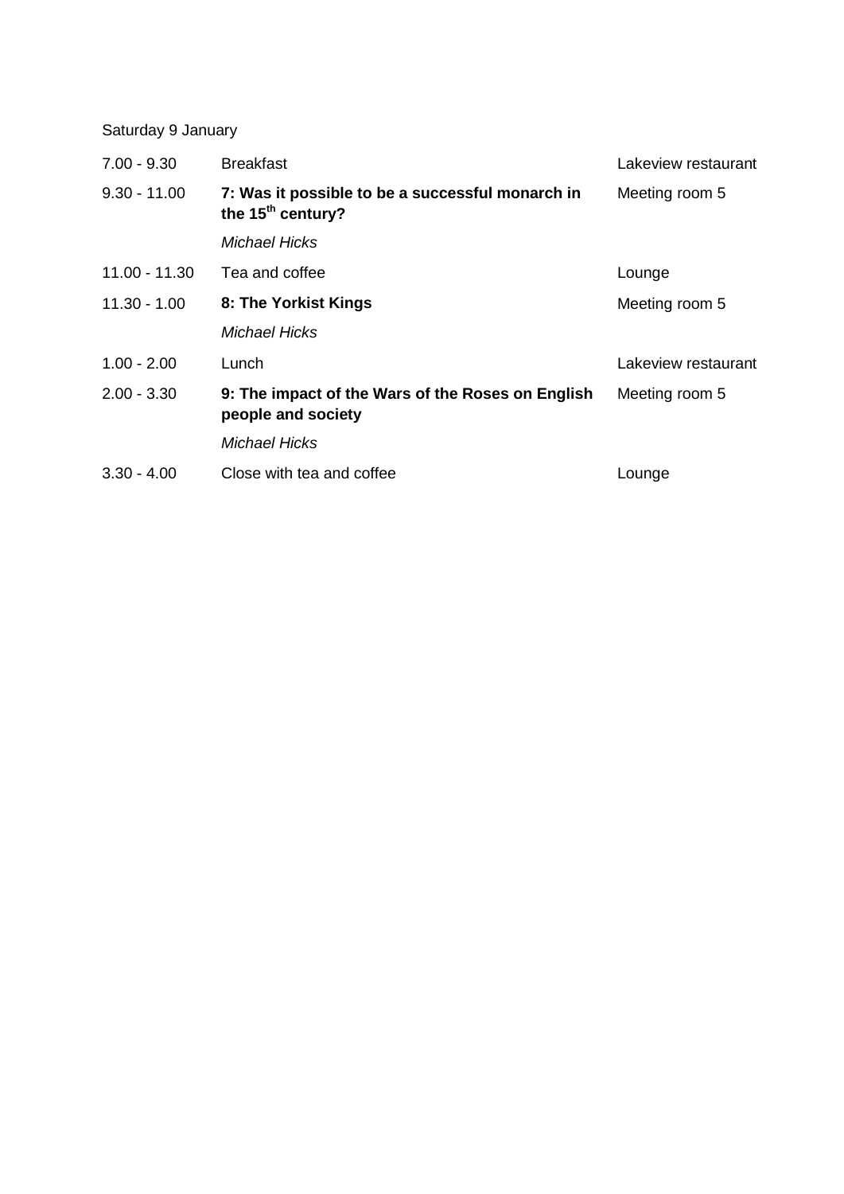Saturday 9 January

| | | |
|---|---|---|
| 7.00 - 9.30 | Breakfast | Lakeview restaurant |
| 9.30 - 11.00 | **7: Was it possible to be a successful monarch in the 15th century?**<br>*Michael Hicks* | Meeting room 5 |
| 11.00 - 11.30 | Tea and coffee | Lounge |
| 11.30 - 1.00 | **8: The Yorkist Kings**<br>*Michael Hicks* | Meeting room 5 |
| 1.00 - 2.00 | Lunch | Lakeview restaurant |
| 2.00 - 3.30 | **9: The impact of the Wars of the Roses on English people and society**<br>*Michael Hicks* | Meeting room 5 |
| 3.30 - 4.00 | Close with tea and coffee | Lounge |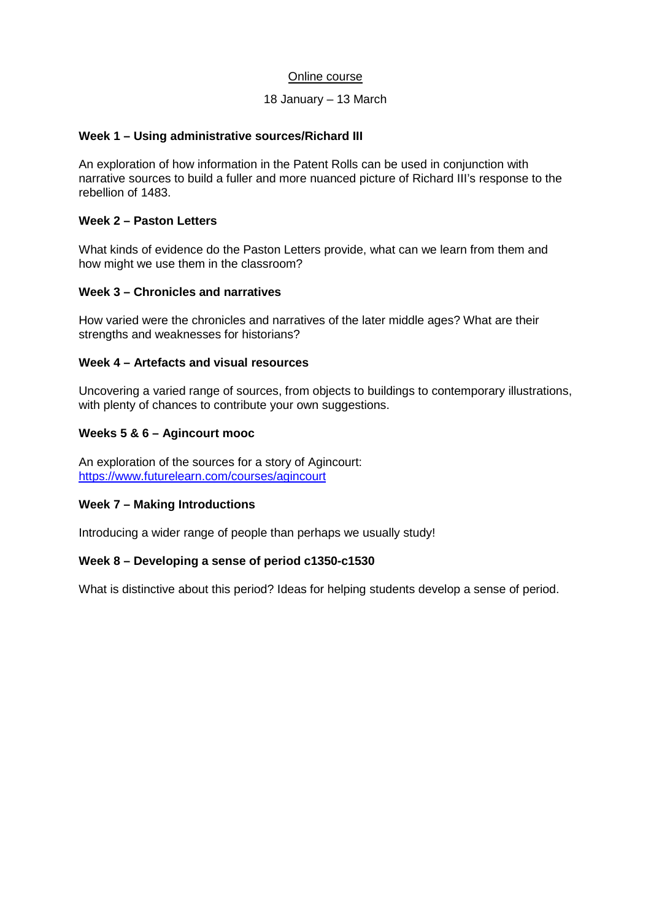Online course

18 January – 13 March

**Week 1 – Using administrative sources/Richard III**

An exploration of how information in the Patent Rolls can be used in conjunction with narrative sources to build a fuller and more nuanced picture of Richard III's response to the rebellion of 1483.

**Week 2 – Paston Letters**

What kinds of evidence do the Paston Letters provide, what can we learn from them and how might we use them in the classroom?

**Week 3 – Chronicles and narratives**

How varied were the chronicles and narratives of the later middle ages? What are their strengths and weaknesses for historians?

**Week 4 – Artefacts and visual resources**

Uncovering a varied range of sources, from objects to buildings to contemporary illustrations, with plenty of chances to contribute your own suggestions.

**Weeks 5 & 6 – Agincourt mooc**

An exploration of the sources for a story of Agincourt:
https://www.futurelearn.com/courses/agincourt

**Week 7 – Making Introductions**

Introducing a wider range of people than perhaps we usually study!

**Week 8 – Developing a sense of period c1350-c1530**

What is distinctive about this period? Ideas for helping students develop a sense of period.